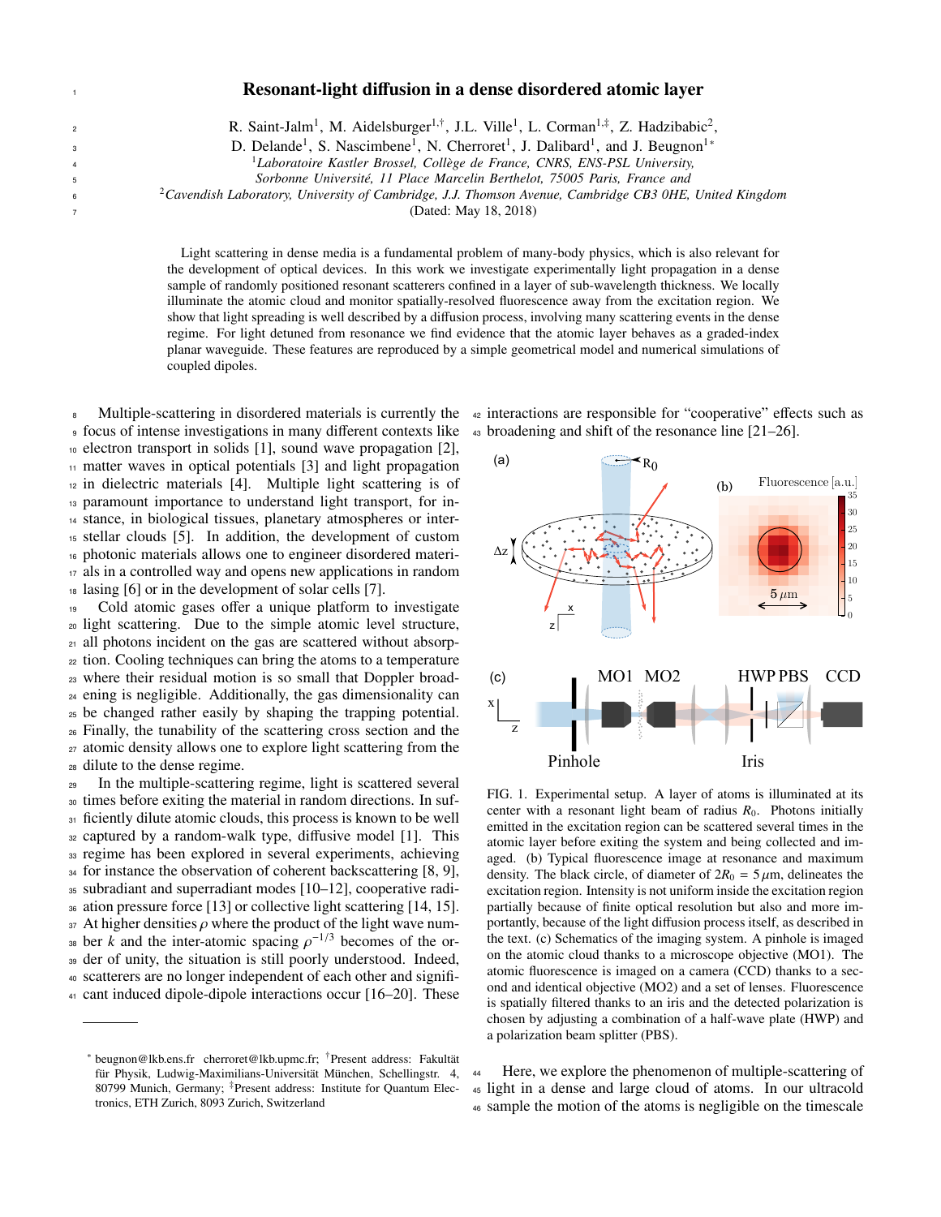# Resonant-light diffusion in a dense disordered atomic layer

R. Saint-Jalm[1], M. Aidelsburger[1,†], J.L. Ville[1], L. Corman[1,‡], Z. Hadzibabic[2],
D. Delande[1], S. Nascimbene[1], N. Cherroret[1], J. Dalibard[1], and J. Beugnon[1*]

[1] *Laboratoire Kastler Brossel, Collège de France, CNRS, ENS-PSL University, Sorbonne Université, 11 Place Marcelin Berthelot, 75005 Paris, France and*

[2] *Cavendish Laboratory, University of Cambridge, J.J. Thomson Avenue, Cambridge CB3 0HE, United Kingdom*

(Dated: May 18, 2018)

Light scattering in dense media is a fundamental problem of many-body physics, which is also relevant for the development of optical devices. In this work we investigate experimentally light propagation in a dense sample of randomly positioned resonant scatterers confined in a layer of sub-wavelength thickness. We locally illuminate the atomic cloud and monitor spatially-resolved fluorescence away from the excitation region. We show that light spreading is well described by a diffusion process, involving many scattering events in the dense regime. For light detuned from resonance we find evidence that the atomic layer behaves as a graded-index planar waveguide. These features are reproduced by a simple geometrical model and numerical simulations of coupled dipoles.

Multiple-scattering in disordered materials is currently the focus of intense investigations in many different contexts like electron transport in solids [1], sound wave propagation [2], matter waves in optical potentials [3] and light propagation in dielectric materials [4]. Multiple light scattering is of paramount importance to understand light transport, for instance, in biological tissues, planetary atmospheres or interstellar clouds [5]. In addition, the development of custom photonic materials allows one to engineer disordered materials in a controlled way and opens new applications in random lasing [6] or in the development of solar cells [7].

Cold atomic gases offer a unique platform to investigate light scattering. Due to the simple atomic level structure, all photons incident on the gas are scattered without absorption. Cooling techniques can bring the atoms to a temperature where their residual motion is so small that Doppler broadening is negligible. Additionally, the gas dimensionality can be changed rather easily by shaping the trapping potential. Finally, the tunability of the scattering cross section and the atomic density allows one to explore light scattering from the dilute to the dense regime.

In the multiple-scattering regime, light is scattered several times before exiting the material in random directions. In sufficiently dilute atomic clouds, this process is known to be well captured by a random-walk type, diffusive model [1]. This regime has been explored in several experiments, achieving for instance the observation of coherent backscattering [8, 9], subradiant and superradiant modes [10–12], cooperative radiation pressure force [13] or collective light scattering [14, 15]. At higher densities $\rho$ where the product of the light wave number $k$ and the inter-atomic spacing $\rho^{-1/3}$ becomes of the order of unity, the situation is still poorly understood. Indeed, scatterers are no longer independent of each other and significant induced dipole-dipole interactions occur [16–20]. These interactions are responsible for "cooperative" effects such as broadening and shift of the resonance line [21–26].

FIG. 1. Experimental setup. A layer of atoms is illuminated at its center with a resonant light beam of radius $R_0$. Photons initially emitted in the excitation region can be scattered several times in the atomic layer before exiting the system and being collected and imaged. (b) Typical fluorescence image at resonance and maximum density. The black circle, of diameter of $2R_0 = 5\,\mu$m, delineates the excitation region. Intensity is not uniform inside the excitation region partially because of finite optical resolution but also and more importantly, because of the light diffusion process itself, as described in the text. (c) Schematics of the imaging system. A pinhole is imaged on the atomic cloud thanks to a microscope objective (MO1). The atomic fluorescence is imaged on a camera (CCD) thanks to a second and identical objective (MO2) and a set of lenses. Fluorescence is spatially filtered thanks to an iris and the detected polarization is chosen by adjusting a combination of a half-wave plate (HWP) and a polarization beam splitter (PBS).

Here, we explore the phenomenon of multiple-scattering of light in a dense and large cloud of atoms. In our ultracold sample the motion of the atoms is negligible on the timescale

* beugnon@lkb.ens.fr cherroret@lkb.upmc.fr; † Present address: Fakultät für Physik, Ludwig-Maximilians-Universität München, Schellingstr. 4, 80799 Munich, Germany; ‡ Present address: Institute for Quantum Electronics, ETH Zurich, 8093 Zurich, Switzerland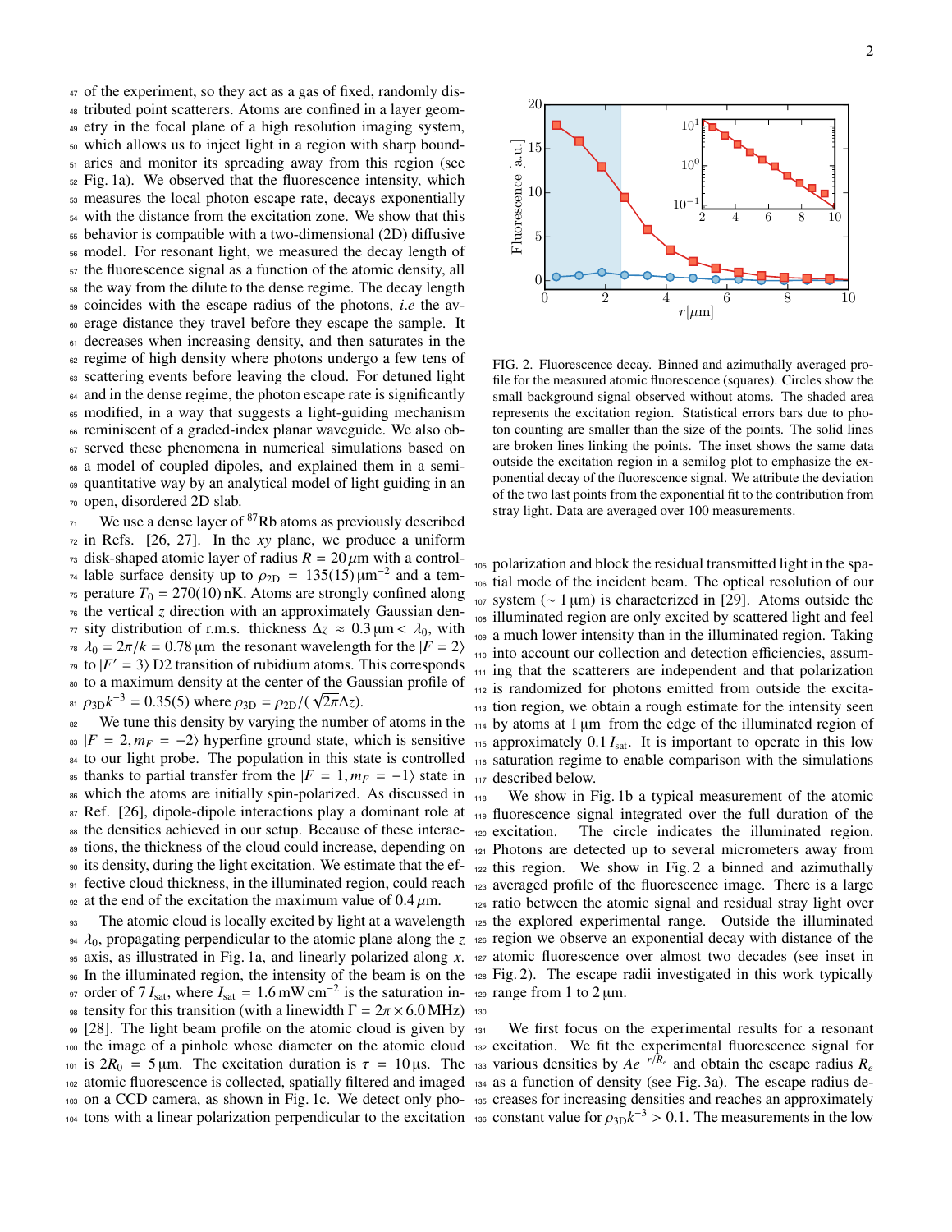of the experiment, so they act as a gas of fixed, randomly distributed point scatterers. Atoms are confined in a layer geometry in the focal plane of a high resolution imaging system, which allows us to inject light in a region with sharp boundaries and monitor its spreading away from this region (see Fig. 1a). We observed that the fluorescence intensity, which measures the local photon escape rate, decays exponentially with the distance from the excitation zone. We show that this behavior is compatible with a two-dimensional (2D) diffusive model. For resonant light, we measured the decay length of the fluorescence signal as a function of the atomic density, all the way from the dilute to the dense regime. The decay length coincides with the escape radius of the photons, *i.e* the average distance they travel before they escape the sample. It decreases when increasing density, and then saturates in the regime of high density where photons undergo a few tens of scattering events before leaving the cloud. For detuned light and in the dense regime, the photon escape rate is significantly modified, in a way that suggests a light-guiding mechanism reminiscent of a graded-index planar waveguide. We also observed these phenomena in numerical simulations based on a model of coupled dipoles, and explained them in a semi-quantitative way by an analytical model of light guiding in an open, disordered 2D slab.

We use a dense layer of $^{87}$Rb atoms as previously described in Refs. [26, 27]. In the $xy$ plane, we produce a uniform disk-shaped atomic layer of radius $R = 20\,\mu$m with a controllable surface density up to $\rho_{2D} = 135(15)\,\mu$m$^{-2}$ and a temperature $T_0 = 270(10)\,$nK. Atoms are strongly confined along the vertical $z$ direction with an approximately Gaussian density distribution of r.m.s. thickness $\Delta z \approx 0.3\,\mu$m $< \lambda_0$, with $\lambda_0 = 2\pi/k = 0.78\,\mu$m the resonant wavelength for the $|F = 2\rangle$ to $|F' = 3\rangle$ D2 transition of rubidium atoms. This corresponds to a maximum density at the center of the Gaussian profile of $\rho_{3D} k^{-3} = 0.35(5)$ where $\rho_{3D} = \rho_{2D}/(\sqrt{2\pi}\Delta z)$.

We tune this density by varying the number of atoms in the $|F = 2, m_F = -2\rangle$ hyperfine ground state, which is sensitive to our light probe. The population in this state is controlled thanks to partial transfer from the $|F = 1, m_F = -1\rangle$ state in which the atoms are initially spin-polarized. As discussed in Ref. [26], dipole-dipole interactions play a dominant role at the densities achieved in our setup. Because of these interactions, the thickness of the cloud could increase, depending on its density, during the light excitation. We estimate that the effective cloud thickness, in the illuminated region, could reach at the end of the excitation the maximum value of $0.4\,\mu$m.

The atomic cloud is locally excited by light at a wavelength $\lambda_0$, propagating perpendicular to the atomic plane along the $z$ axis, as illustrated in Fig. 1a, and linearly polarized along $x$. In the illuminated region, the intensity of the beam is on the order of $7\,I_{\rm sat}$, where $I_{\rm sat} = 1.6\,$mW cm$^{-2}$ is the saturation intensity for this transition (with a linewidth $\Gamma = 2\pi \times 6.0\,$MHz) [28]. The light beam profile on the atomic cloud is given by the image of a pinhole whose diameter on the atomic cloud is $2R_0 = 5\,\mu$m. The excitation duration is $\tau = 10\,\mu$s. The atomic fluorescence is collected, spatially filtered and imaged on a CCD camera, as shown in Fig. 1c. We detect only photons with a linear polarization perpendicular to the excitation polarization and block the residual transmitted light in the spatial mode of the incident beam. The optical resolution of our system ($\sim 1\,\mu$m) is characterized in [29]. Atoms outside the illuminated region are only excited by scattered light and feel a much lower intensity than in the illuminated region. Taking into account our collection and detection efficiencies, assuming that the scatterers are independent and that polarization is randomized for photons emitted from outside the excitation region, we obtain a rough estimate for the intensity seen by atoms at $1\,\mu$m from the edge of the illuminated region of approximately $0.1\,I_{\rm sat}$. It is important to operate in this low saturation regime to enable comparison with the simulations described below.

FIG. 2. Fluorescence decay. Binned and azimuthally averaged profile for the measured atomic fluorescence (squares). Circles show the small background signal observed without atoms. The shaded area represents the excitation region. Statistical errors bars due to photon counting are smaller than the size of the points. The solid lines are broken lines linking the points. The inset shows the same data outside the excitation region in a semilog plot to emphasize the exponential decay of the fluorescence signal. We attribute the deviation of the two last points from the exponential fit to the contribution from stray light. Data are averaged over 100 measurements.

We show in Fig. 1b a typical measurement of the atomic fluorescence signal integrated over the full duration of the excitation. The circle indicates the illuminated region. Photons are detected up to several micrometers away from this region. We show in Fig. 2 a binned and azimuthally averaged profile of the fluorescence image. There is a large ratio between the atomic signal and residual stray light over the explored experimental range. Outside the illuminated region we observe an exponential decay with distance of the atomic fluorescence over almost two decades (see inset in Fig. 2). The escape radii investigated in this work typically range from 1 to $2\,\mu$m.

We first focus on the experimental results for a resonant excitation. We fit the experimental fluorescence signal for various densities by $Ae^{-r/R_e}$ and obtain the escape radius $R_e$ as a function of density (see Fig. 3a). The escape radius decreases for increasing densities and reaches an approximately constant value for $\rho_{3D} k^{-3} > 0.1$. The measurements in the low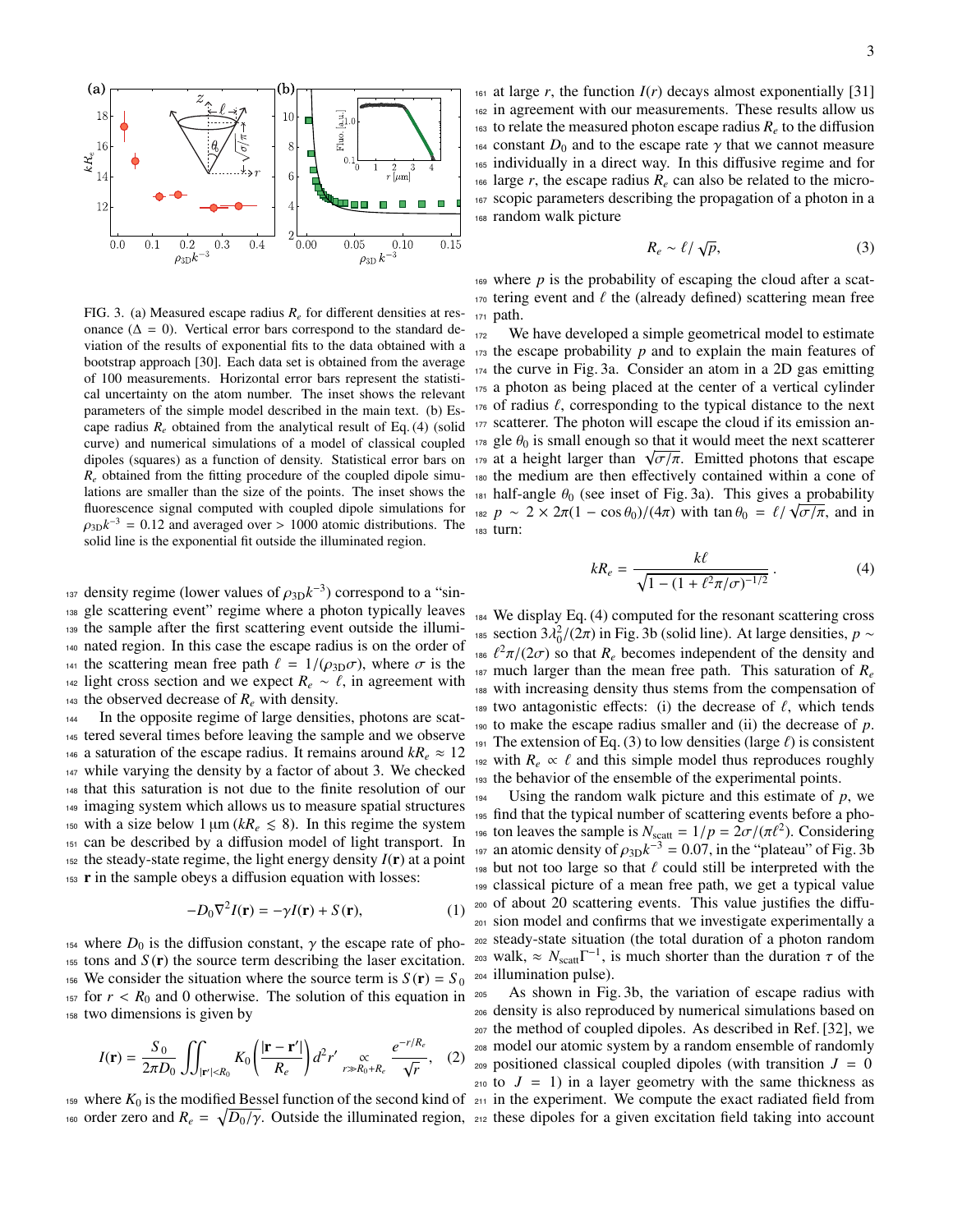FIG. 3. (a) Measured escape radius $R_e$ for different densities at resonance ($\Delta = 0$). Vertical error bars correspond to the standard deviation of the results of exponential fits to the data obtained with a bootstrap approach [30]. Each data set is obtained from the average of 100 measurements. Horizontal error bars represent the statistical uncertainty on the atom number. The inset shows the relevant parameters of the simple model described in the main text. (b) Escape radius $R_e$ obtained from the analytical result of Eq. (4) (solid curve) and numerical simulations of a model of classical coupled dipoles (squares) as a function of density. Statistical error bars on $R_e$ obtained from the fitting procedure of the coupled dipole simulations are smaller than the size of the points. The inset shows the fluorescence signal computed with coupled dipole simulations for $\rho_{3D}k^{-3} = 0.12$ and averaged over > 1000 atomic distributions. The solid line is the exponential fit outside the illuminated region.

density regime (lower values of $\rho_{3D}k^{-3}$) correspond to a "single scattering event" regime where a photon typically leaves the sample after the first scattering event outside the illuminated region. In this case the escape radius is on the order of the scattering mean free path $\ell = 1/(\rho_{3D}\sigma)$, where $\sigma$ is the light cross section and we expect $R_e \sim \ell$, in agreement with the observed decrease of $R_e$ with density.

In the opposite regime of large densities, photons are scattered several times before leaving the sample and we observe a saturation of the escape radius. It remains around $kR_e \approx 12$ while varying the density by a factor of about 3. We checked that this saturation is not due to the finite resolution of our imaging system which allows us to measure spatial structures with a size below 1 µm ($kR_e \lesssim 8$). In this regime the system can be described by a diffusion model of light transport. In the steady-state regime, the light energy density $I(\mathbf{r})$ at a point $\mathbf{r}$ in the sample obeys a diffusion equation with losses:

$$-D_0\nabla^2 I(\mathbf{r}) = -\gamma I(\mathbf{r}) + S(\mathbf{r}), \quad (1)$$

where $D_0$ is the diffusion constant, $\gamma$ the escape rate of photons and $S(\mathbf{r})$ the source term describing the laser excitation. We consider the situation where the source term is $S(\mathbf{r}) = S_0$ for $r < R_0$ and 0 otherwise. The solution of this equation in two dimensions is given by

$$I(\mathbf{r}) = \frac{S_0}{2\pi D_0}\iint_{|\mathbf{r}'|<R_0} K_0\left(\frac{|\mathbf{r}-\mathbf{r}'|}{R_e}\right)d^2r' \underset{r\gg R_0+R_e}{\propto} \frac{e^{-r/R_e}}{\sqrt{r}}, \quad (2)$$

where $K_0$ is the modified Bessel function of the second kind of order zero and $R_e = \sqrt{D_0/\gamma}$. Outside the illuminated region, at large $r$, the function $I(r)$ decays almost exponentially [31] in agreement with our measurements. These results allow us to relate the measured photon escape radius $R_e$ to the diffusion constant $D_0$ and to the escape rate $\gamma$ that we cannot measure individually in a direct way. In this diffusive regime and for large $r$, the escape radius $R_e$ can also be related to the microscopic parameters describing the propagation of a photon in a random walk picture

$$R_e \sim \ell/\sqrt{p}, \quad (3)$$

where $p$ is the probability of escaping the cloud after a scattering event and $\ell$ the (already defined) scattering mean free path.

We have developed a simple geometrical model to estimate the escape probability $p$ and to explain the main features of the curve in Fig. 3a. Consider an atom in a 2D gas emitting a photon as being placed at the center of a vertical cylinder of radius $\ell$, corresponding to the typical distance to the next scatterer. The photon will escape the cloud if its emission angle $\theta_0$ is small enough so that it would meet the next scatterer at a height larger than $\sqrt{\sigma/\pi}$. Emitted photons that escape the medium are then effectively contained within a cone of half-angle $\theta_0$ (see inset of Fig. 3a). This gives a probability $p \sim 2\times 2\pi(1-\cos\theta_0)/(4\pi)$ with $\tan\theta_0 = \ell/\sqrt{\sigma/\pi}$, and in turn:

$$kR_e = \frac{k\ell}{\sqrt{1-(1+\ell^2\pi/\sigma)^{-1/2}}}. \quad (4)$$

We display Eq. (4) computed for the resonant scattering cross section $3\lambda_0^2/(2\pi)$ in Fig. 3b (solid line). At large densities, $p \sim \ell^2\pi/(2\sigma)$ so that $R_e$ becomes independent of the density and much larger than the mean free path. This saturation of $R_e$ with increasing density thus stems from the compensation of two antagonistic effects: (i) the decrease of $\ell$, which tends to make the escape radius smaller and (ii) the decrease of $p$. The extension of Eq. (3) to low densities (large $\ell$) is consistent with $R_e \propto \ell$ and this simple model thus reproduces roughly the behavior of the ensemble of the experimental points.

Using the random walk picture and this estimate of $p$, we find that the typical number of scattering events before a photon leaves the sample is $N_{\text{scatt}} = 1/p = 2\sigma/(\pi\ell^2)$. Considering an atomic density of $\rho_{3D}k^{-3} = 0.07$, in the "plateau" of Fig. 3b but not too large so that $\ell$ could still be interpreted with the classical picture of a mean free path, we get a typical value of about 20 scattering events. This value justifies the diffusion model and confirms that we investigate experimentally a steady-state situation (the total duration of a photon random walk, $\approx N_{\text{scatt}}\Gamma^{-1}$, is much shorter than the duration $\tau$ of the illumination pulse).

As shown in Fig. 3b, the variation of escape radius with density is also reproduced by numerical simulations based on the method of coupled dipoles. As described in Ref. [32], we model our atomic system by a random ensemble of randomly positioned classical coupled dipoles (with transition $J = 0$ to $J = 1$) in a layer geometry with the same thickness as in the experiment. We compute the exact radiated field from these dipoles for a given excitation field taking into account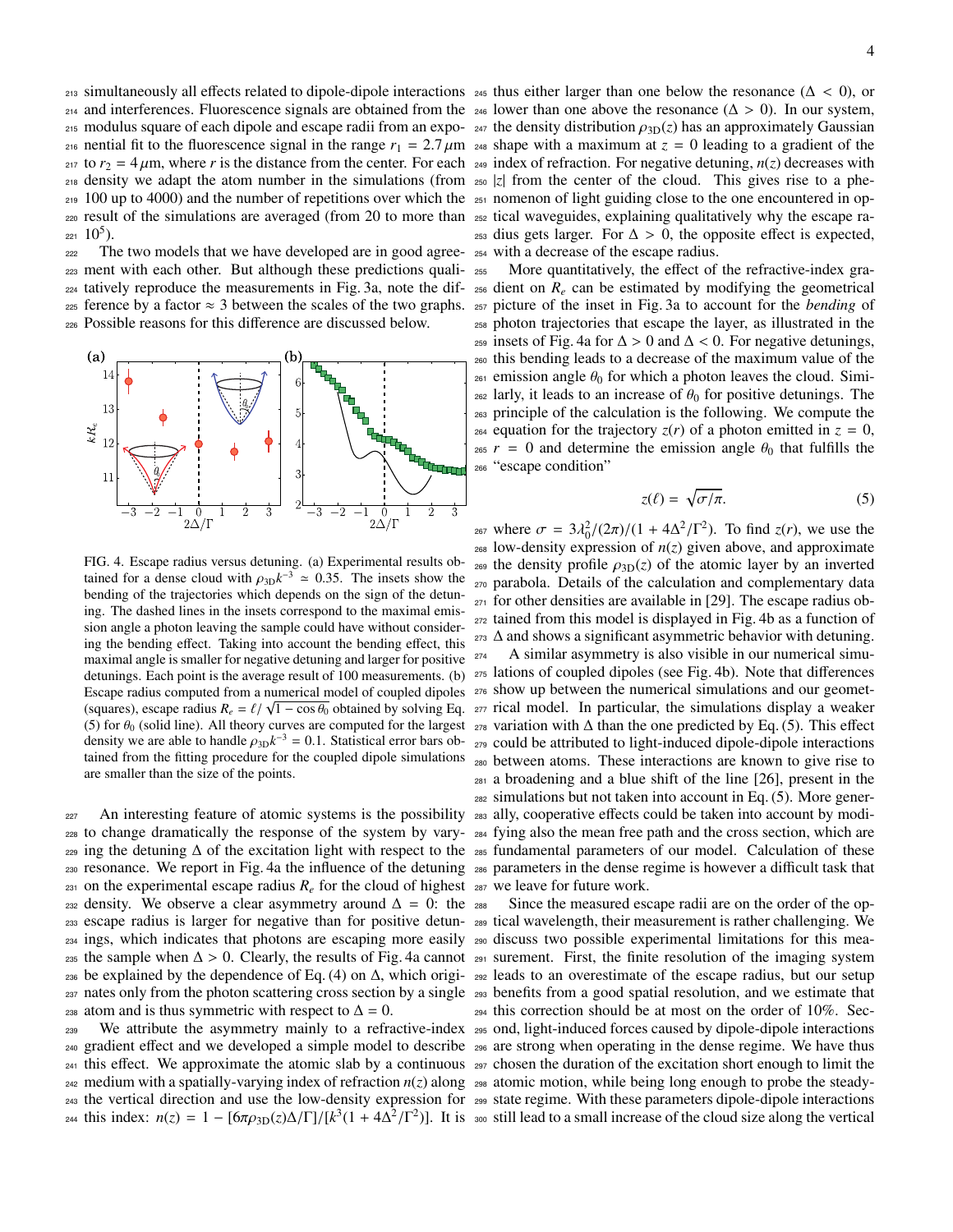simultaneously all effects related to dipole-dipole interactions and interferences. Fluorescence signals are obtained from the modulus square of each dipole and escape radii from an exponential fit to the fluorescence signal in the range $r_1 = 2.7\,\mu$m to $r_2 = 4\,\mu$m, where $r$ is the distance from the center. For each density we adapt the atom number in the simulations (from 100 up to 4000) and the number of repetitions over which the result of the simulations are averaged (from 20 to more than $10^5$).

The two models that we have developed are in good agreement with each other. But although these predictions qualitatively reproduce the measurements in Fig. 3a, note the difference by a factor $\approx 3$ between the scales of the two graphs. Possible reasons for this difference are discussed below.

FIG. 4. Escape radius versus detuning. (a) Experimental results obtained for a dense cloud with $\rho_{3D}k^{-3} \simeq 0.35$. The insets show the bending of the trajectories which depends on the sign of the detuning. The dashed lines in the insets correspond to the maximal emission angle a photon leaving the sample could have without considering the bending effect. Taking into account the bending effect, this maximal angle is smaller for negative detuning and larger for positive detunings. Each point is the average result of 100 measurements. (b) Escape radius computed from a numerical model of coupled dipoles (squares), escape radius $R_e = \ell/\sqrt{1-\cos\theta_0}$ obtained by solving Eq. (5) for $\theta_0$ (solid line). All theory curves are computed for the largest density we are able to handle $\rho_{3D}k^{-3} = 0.1$. Statistical error bars obtained from the fitting procedure for the coupled dipole simulations are smaller than the size of the points.

An interesting feature of atomic systems is the possibility to change dramatically the response of the system by varying the detuning $\Delta$ of the excitation light with respect to the resonance. We report in Fig. 4a the influence of the detuning on the experimental escape radius $R_e$ for the cloud of highest density. We observe a clear asymmetry around $\Delta = 0$: the escape radius is larger for negative than for positive detunings, which indicates that photons are escaping more easily the sample when $\Delta > 0$. Clearly, the results of Fig. 4a cannot be explained by the dependence of Eq. (4) on $\Delta$, which originates only from the photon scattering cross section by a single atom and is thus symmetric with respect to $\Delta = 0$.

We attribute the asymmetry mainly to a refractive-index gradient effect and we developed a simple model to describe this effect. We approximate the atomic slab by a continuous medium with a spatially-varying index of refraction $n(z)$ along the vertical direction and use the low-density expression for this index: $n(z) = 1 - [6\pi\rho_{3D}(z)\Delta/\Gamma]/[k^3(1+4\Delta^2/\Gamma^2)]$. It is thus either larger than one below the resonance ($\Delta < 0$), or lower than one above the resonance ($\Delta > 0$). In our system, the density distribution $\rho_{3D}(z)$ has an approximately Gaussian shape with a maximum at $z = 0$ leading to a gradient of the index of refraction. For negative detuning, $n(z)$ decreases with $|z|$ from the center of the cloud. This gives rise to a phenomenon of light guiding close to the one encountered in optical waveguides, explaining qualitatively why the escape radius gets larger. For $\Delta > 0$, the opposite effect is expected, with a decrease of the escape radius.

More quantitatively, the effect of the refractive-index gradient on $R_e$ can be estimated by modifying the geometrical picture of the inset in Fig. 3a to account for the *bending* of photon trajectories that escape the layer, as illustrated in the insets of Fig. 4a for $\Delta > 0$ and $\Delta < 0$. For negative detunings, this bending leads to a decrease of the maximum value of the emission angle $\theta_0$ for which a photon leaves the cloud. Similarly, it leads to an increase of $\theta_0$ for positive detunings. The principle of the calculation is the following. We compute the equation for the trajectory $z(r)$ of a photon emitted in $z = 0$, $r = 0$ and determine the emission angle $\theta_0$ that fulfills the "escape condition"

$$z(\ell) = \sqrt{\sigma/\pi}. \tag{5}$$

where $\sigma = 3\lambda_0^2/(2\pi)/(1+4\Delta^2/\Gamma^2)$. To find $z(r)$, we use the low-density expression of $n(z)$ given above, and approximate the density profile $\rho_{3D}(z)$ of the atomic layer by an inverted parabola. Details of the calculation and complementary data for other densities are available in [29]. The escape radius obtained from this model is displayed in Fig. 4b as a function of $\Delta$ and shows a significant asymmetric behavior with detuning.

A similar asymmetry is also visible in our numerical simulations of coupled dipoles (see Fig. 4b). Note that differences show up between the numerical simulations and our geometrical model. In particular, the simulations display a weaker variation with $\Delta$ than the one predicted by Eq. (5). This effect could be attributed to light-induced dipole-dipole interactions between atoms. These interactions are known to give rise to a broadening and a blue shift of the line [26], present in the simulations but not taken into account in Eq. (5). More generally, cooperative effects could be taken into account by modifying also the mean free path and the cross section, which are fundamental parameters of our model. Calculation of these parameters in the dense regime is however a difficult task that we leave for future work.

Since the measured escape radii are on the order of the optical wavelength, their measurement is rather challenging. We discuss two possible experimental limitations for this measurement. First, the finite resolution of the imaging system leads to an overestimate of the escape radius, but our setup benefits from a good spatial resolution, and we estimate that this correction should be at most on the order of 10%. Second, light-induced forces caused by dipole-dipole interactions are strong when operating in the dense regime. We have thus chosen the duration of the excitation short enough to limit the atomic motion, while being long enough to probe the steady-state regime. With these parameters dipole-dipole interactions still lead to a small increase of the cloud size along the vertical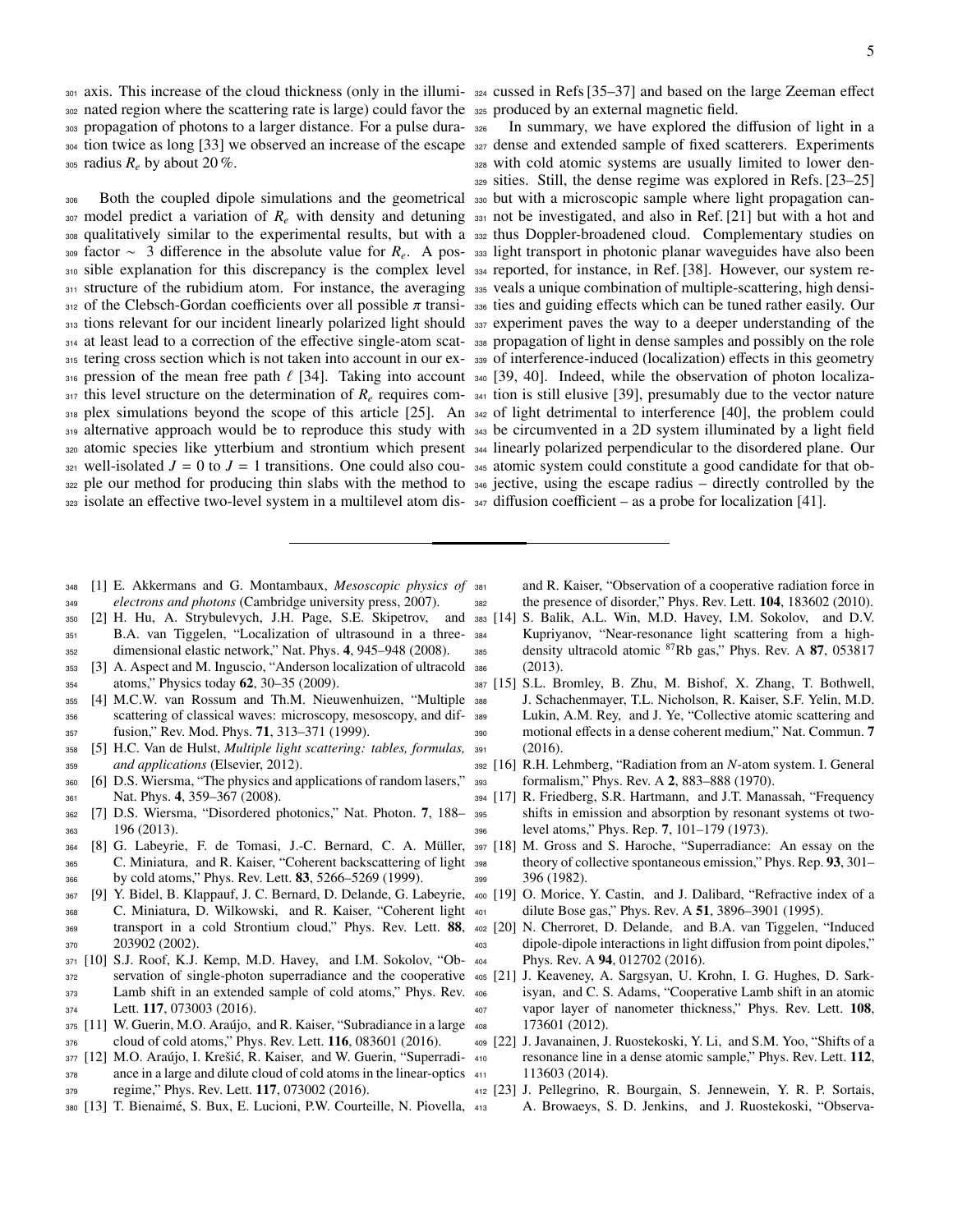axis. This increase of the cloud thickness (only in the illuminated region where the scattering rate is large) could favor the propagation of photons to a larger distance. For a pulse duration twice as long [33] we observed an increase of the escape radius $R_e$ by about 20 %.

Both the coupled dipole simulations and the geometrical model predict a variation of $R_e$ with density and detuning qualitatively similar to the experimental results, but with a factor $\sim 3$ difference in the absolute value for $R_e$. A possible explanation for this discrepancy is the complex level structure of the rubidium atom. For instance, the averaging of the Clebsch-Gordan coefficients over all possible $\pi$ transitions relevant for our incident linearly polarized light should at least lead to a correction of the effective single-atom scattering cross section which is not taken into account in our expression of the mean free path $\ell$ [34]. Taking into account this level structure on the determination of $R_e$ requires complex simulations beyond the scope of this article [25]. An alternative approach would be to reproduce this study with atomic species like ytterbium and strontium which present well-isolated $J = 0$ to $J = 1$ transitions. One could also couple our method for producing thin slabs with the method to isolate an effective two-level system in a multilevel atom discussed in Refs [35–37] and based on the large Zeeman effect produced by an external magnetic field.

In summary, we have explored the diffusion of light in a dense and extended sample of fixed scatterers. Experiments with cold atomic systems are usually limited to lower densities. Still, the dense regime was explored in Refs. [23–25] but with a microscopic sample where light propagation cannot be investigated, and also in Ref. [21] but with a hot and thus Doppler-broadened cloud. Complementary studies on light transport in photonic planar waveguides have also been reported, for instance, in Ref. [38]. However, our system reveals a unique combination of multiple-scattering, high densities and guiding effects which can be tuned rather easily. Our experiment paves the way to a deeper understanding of the propagation of light in dense samples and possibly on the role of interference-induced (localization) effects in this geometry [39, 40]. Indeed, while the observation of photon localization is still elusive [39], presumably due to the vector nature of light detrimental to interference [40], the problem could be circumvented in a 2D system illuminated by a light field linearly polarized perpendicular to the disordered plane. Our atomic system could constitute a good candidate for that objective, using the escape radius – directly controlled by the diffusion coefficient – as a probe for localization [41].

---

[1] E. Akkermans and G. Montambaux, *Mesoscopic physics of electrons and photons* (Cambridge university press, 2007).
[2] H. Hu, A. Strybulevych, J.H. Page, S.E. Skipetrov, and B.A. van Tiggelen, "Localization of ultrasound in a three-dimensional elastic network," Nat. Phys. **4**, 945–948 (2008).
[3] A. Aspect and M. Inguscio, "Anderson localization of ultracold atoms," Physics today **62**, 30–35 (2009).
[4] M.C.W. van Rossum and Th.M. Nieuwenhuizen, "Multiple scattering of classical waves: microscopy, mesoscopy, and diffusion," Rev. Mod. Phys. **71**, 313–371 (1999).
[5] H.C. Van de Hulst, *Multiple light scattering: tables, formulas, and applications* (Elsevier, 2012).
[6] D.S. Wiersma, "The physics and applications of random lasers," Nat. Phys. **4**, 359–367 (2008).
[7] D.S. Wiersma, "Disordered photonics," Nat. Photon. **7**, 188–196 (2013).
[8] G. Labeyrie, F. de Tomasi, J.-C. Bernard, C. A. Müller, C. Miniatura, and R. Kaiser, "Coherent backscattering of light by cold atoms," Phys. Rev. Lett. **83**, 5266–5269 (1999).
[9] Y. Bidel, B. Klappauf, J. C. Bernard, D. Delande, G. Labeyrie, C. Miniatura, D. Wilkowski, and R. Kaiser, "Coherent light transport in a cold Strontium cloud," Phys. Rev. Lett. **88**, 203902 (2002).
[10] S.J. Roof, K.J. Kemp, M.D. Havey, and I.M. Sokolov, "Observation of single-photon superradiance and the cooperative Lamb shift in an extended sample of cold atoms," Phys. Rev. Lett. **117**, 073003 (2016).
[11] W. Guerin, M.O. Araújo, and R. Kaiser, "Subradiance in a large cloud of cold atoms," Phys. Rev. Lett. **116**, 083601 (2016).
[12] M.O. Araújo, I. Krešić, R. Kaiser, and W. Guerin, "Superradiance in a large and dilute cloud of cold atoms in the linear-optics regime," Phys. Rev. Lett. **117**, 073002 (2016).
[13] T. Bienaimé, S. Bux, E. Lucioni, P.W. Courteille, N. Piovella, and R. Kaiser, "Observation of a cooperative radiation force in the presence of disorder," Phys. Rev. Lett. **104**, 183602 (2010).
[14] S. Balik, A.L. Win, M.D. Havey, I.M. Sokolov, and D.V. Kupriyanov, "Near-resonance light scattering from a high-density ultracold atomic $^{87}$Rb gas," Phys. Rev. A **87**, 053817 (2013).
[15] S.L. Bromley, B. Zhu, M. Bishof, X. Zhang, T. Bothwell, J. Schachenmayer, T.L. Nicholson, R. Kaiser, S.F. Yelin, M.D. Lukin, A.M. Rey, and J. Ye, "Collective atomic scattering and motional effects in a dense coherent medium," Nat. Commun. **7** (2016).
[16] R.H. Lehmberg, "Radiation from an $N$-atom system. I. General formalism," Phys. Rev. A **2**, 883–888 (1970).
[17] R. Friedberg, S.R. Hartmann, and J.T. Manassah, "Frequency shifts in emission and absorption by resonant systems ot two-level atoms," Phys. Rep. **7**, 101–179 (1973).
[18] M. Gross and S. Haroche, "Superradiance: An essay on the theory of collective spontaneous emission," Phys. Rep. **93**, 301–396 (1982).
[19] O. Morice, Y. Castin, and J. Dalibard, "Refractive index of a dilute Bose gas," Phys. Rev. A **51**, 3896–3901 (1995).
[20] N. Cherroret, D. Delande, and B.A. van Tiggelen, "Induced dipole-dipole interactions in light diffusion from point dipoles," Phys. Rev. A **94**, 012702 (2016).
[21] J. Keaveney, A. Sargsyan, U. Krohn, I. G. Hughes, D. Sarkisyan, and C. S. Adams, "Cooperative Lamb shift in an atomic vapor layer of nanometer thickness," Phys. Rev. Lett. **108**, 173601 (2012).
[22] J. Javanainen, J. Ruostekoski, Y. Li, and S.M. Yoo, "Shifts of a resonance line in a dense atomic sample," Phys. Rev. Lett. **112**, 113603 (2014).
[23] J. Pellegrino, R. Bourgain, S. Jennewein, Y. R. P. Sortais, A. Browaeys, S. D. Jenkins, and J. Ruostekoski, "Observa-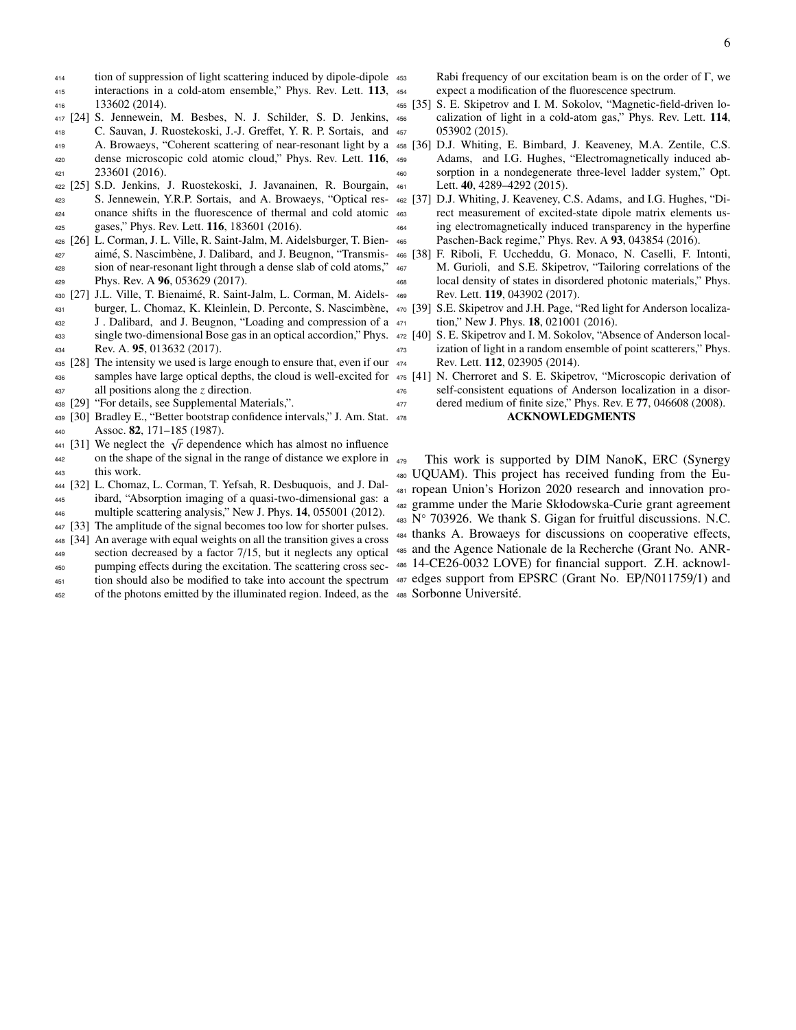tion of suppression of light scattering induced by dipole-dipole interactions in a cold-atom ensemble," Phys. Rev. Lett. **113**, 133602 (2014).

[24] S. Jennewein, M. Besbes, N. J. Schilder, S. D. Jenkins, C. Sauvan, J. Ruostekoski, J.-J. Greffet, Y. R. P. Sortais, and A. Browaeys, "Coherent scattering of near-resonant light by a dense microscopic cold atomic cloud," Phys. Rev. Lett. **116**, 233601 (2016).

[25] S.D. Jenkins, J. Ruostekoski, J. Javanainen, R. Bourgain, S. Jennewein, Y.R.P. Sortais, and A. Browaeys, "Optical resonance shifts in the fluorescence of thermal and cold atomic gases," Phys. Rev. Lett. **116**, 183601 (2016).

[26] L. Corman, J. L. Ville, R. Saint-Jalm, M. Aidelsburger, T. Bienaimé, S. Nascimbène, J. Dalibard, and J. Beugnon, "Transmission of near-resonant light through a dense slab of cold atoms," Phys. Rev. A **96**, 053629 (2017).

[27] J.L. Ville, T. Bienaimé, R. Saint-Jalm, L. Corman, M. Aidelsburger, L. Chomaz, K. Kleinlein, D. Perconte, S. Nascimbène, J . Dalibard, and J. Beugnon, "Loading and compression of a single two-dimensional Bose gas in an optical accordion," Phys. Rev. A. **95**, 013632 (2017).

[28] The intensity we used is large enough to ensure that, even if our samples have large optical depths, the cloud is well-excited for all positions along the $z$ direction.

[29] "For details, see Supplemental Materials,".

[30] Bradley E., "Better bootstrap confidence intervals," J. Am. Stat. Assoc. **82**, 171–185 (1987).

[31] We neglect the $\sqrt{r}$ dependence which has almost no influence on the shape of the signal in the range of distance we explore in this work.

[32] L. Chomaz, L. Corman, T. Yefsah, R. Desbuquois, and J. Dalibard, "Absorption imaging of a quasi-two-dimensional gas: a multiple scattering analysis," New J. Phys. **14**, 055001 (2012).

[33] The amplitude of the signal becomes too low for shorter pulses.

[34] An average with equal weights on all the transition gives a cross section decreased by a factor 7/15, but it neglects any optical pumping effects during the excitation. The scattering cross section should also be modified to take into account the spectrum of the photons emitted by the illuminated region. Indeed, as the Rabi frequency of our excitation beam is on the order of $\Gamma$, we expect a modification of the fluorescence spectrum.

[35] S. E. Skipetrov and I. M. Sokolov, "Magnetic-field-driven localization of light in a cold-atom gas," Phys. Rev. Lett. **114**, 053902 (2015).

[36] D.J. Whiting, E. Bimbard, J. Keaveney, M.A. Zentile, C.S. Adams, and I.G. Hughes, "Electromagnetically induced absorption in a nondegenerate three-level ladder system," Opt. Lett. **40**, 4289–4292 (2015).

[37] D.J. Whiting, J. Keaveney, C.S. Adams, and I.G. Hughes, "Direct measurement of excited-state dipole matrix elements using electromagnetically induced transparency in the hyperfine Paschen-Back regime," Phys. Rev. A **93**, 043854 (2016).

[38] F. Riboli, F. Uccheddu, G. Monaco, N. Caselli, F. Intonti, M. Gurioli, and S.E. Skipetrov, "Tailoring correlations of the local density of states in disordered photonic materials," Phys. Rev. Lett. **119**, 043902 (2017).

[39] S.E. Skipetrov and J.H. Page, "Red light for Anderson localization," New J. Phys. **18**, 021001 (2016).

[40] S. E. Skipetrov and I. M. Sokolov, "Absence of Anderson localization of light in a random ensemble of point scatterers," Phys. Rev. Lett. **112**, 023905 (2014).

[41] N. Cherroret and S. E. Skipetrov, "Microscopic derivation of self-consistent equations of Anderson localization in a disordered medium of finite size," Phys. Rev. E **77**, 046608 (2008).

## ACKNOWLEDGMENTS

This work is supported by DIM NanoK, ERC (Synergy UQUAM). This project has received funding from the European Union's Horizon 2020 research and innovation programme under the Marie Skłodowska-Curie grant agreement N° 703926. We thank S. Gigan for fruitful discussions. N.C. thanks A. Browaeys for discussions on cooperative effects, and the Agence Nationale de la Recherche (Grant No. ANR-14-CE26-0032 LOVE) for financial support. Z.H. acknowledges support from EPSRC (Grant No. EP/N011759/1) and Sorbonne Université.